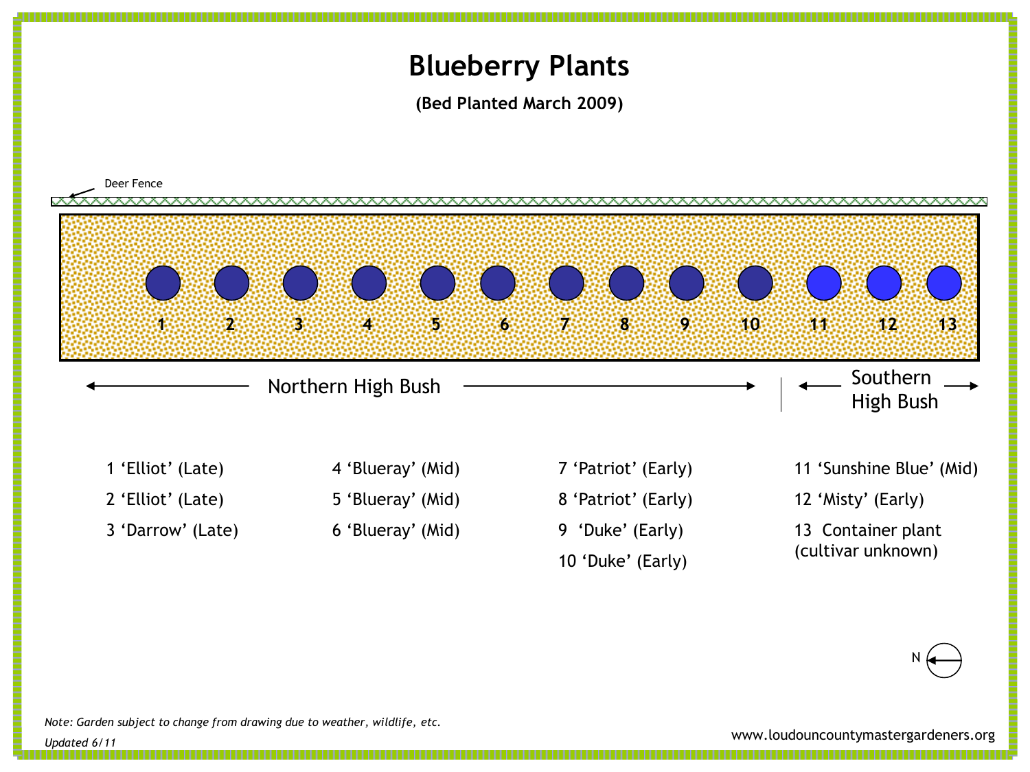# Blueberry Plants

**(Bed Planted March 2009)**

Deer Fence

1 2 3 4 5 6 7 8 9 10 11 12 13

← Northern High Bush → | ← Southern High Bush →

1 'Elliot' (Late)

2 'Elliot' (Late)

3 'Darrow' (Late)

4 'Blueray' (Mid)

5 'Blueray' (Mid)

6 'Blueray' (Mid)

7 'Patriot' (Early)

8 'Patriot' (Early)

9 'Duke' (Early)

10 'Duke' (Early)

11 'Sunshine Blue' (Mid)

12 'Misty' (Early)

13 Container plant (cultivar unknown)

N

*Note: Garden subject to change from drawing due to weather, wildlife, etc.*

*Updated 6/11*

www.loudouncountymastergardeners.org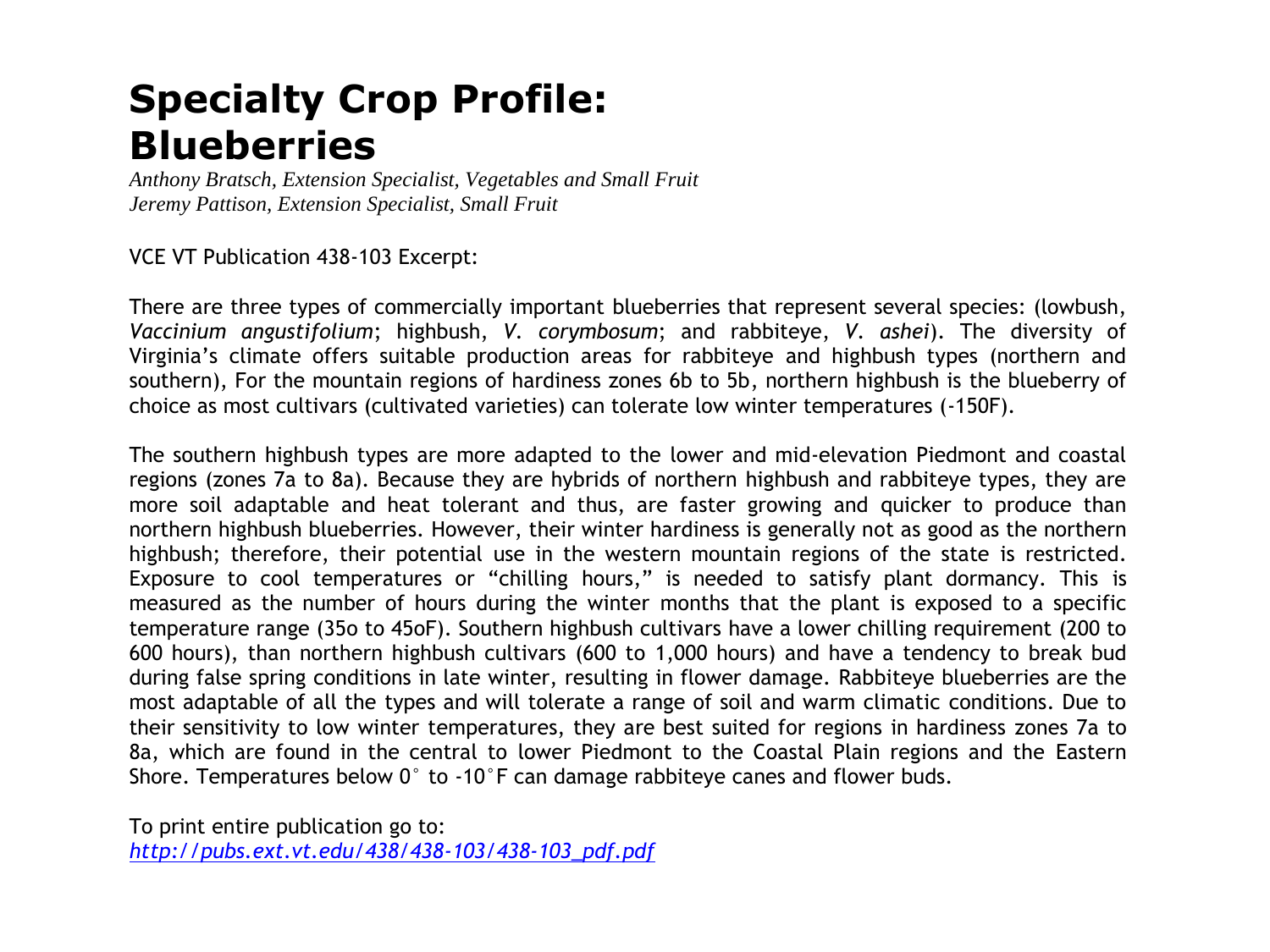# Specialty Crop Profile: Blueberries

*Anthony Bratsch, Extension Specialist, Vegetables and Small Fruit*
*Jeremy Pattison, Extension Specialist, Small Fruit*

VCE VT Publication 438-103 Excerpt:

There are three types of commercially important blueberries that represent several species: (lowbush, *Vaccinium angustifolium*; highbush, *V. corymbosum*; and rabbiteye, *V. ashei*). The diversity of Virginia's climate offers suitable production areas for rabbiteye and highbush types (northern and southern), For the mountain regions of hardiness zones 6b to 5b, northern highbush is the blueberry of choice as most cultivars (cultivated varieties) can tolerate low winter temperatures (-150F).

The southern highbush types are more adapted to the lower and mid-elevation Piedmont and coastal regions (zones 7a to 8a). Because they are hybrids of northern highbush and rabbiteye types, they are more soil adaptable and heat tolerant and thus, are faster growing and quicker to produce than northern highbush blueberries. However, their winter hardiness is generally not as good as the northern highbush; therefore, their potential use in the western mountain regions of the state is restricted. Exposure to cool temperatures or "chilling hours," is needed to satisfy plant dormancy. This is measured as the number of hours during the winter months that the plant is exposed to a specific temperature range (35o to 45oF). Southern highbush cultivars have a lower chilling requirement (200 to 600 hours), than northern highbush cultivars (600 to 1,000 hours) and have a tendency to break bud during false spring conditions in late winter, resulting in flower damage. Rabbiteye blueberries are the most adaptable of all the types and will tolerate a range of soil and warm climatic conditions. Due to their sensitivity to low winter temperatures, they are best suited for regions in hardiness zones 7a to 8a, which are found in the central to lower Piedmont to the Coastal Plain regions and the Eastern Shore. Temperatures below 0° to -10°F can damage rabbiteye canes and flower buds.

To print entire publication go to:
*http://pubs.ext.vt.edu/438/438-103/438-103_pdf.pdf*